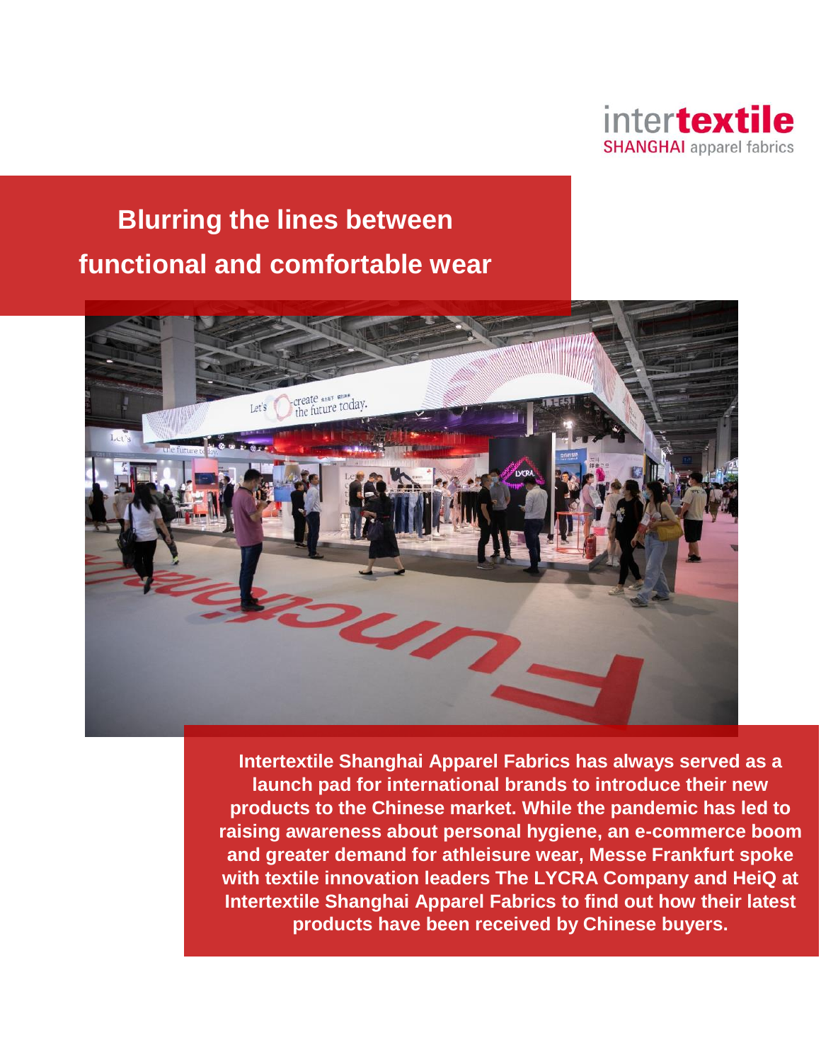intertextile
SHANGHAI apparel fabrics

# Blurring the lines between functional and comfortable wear

**Intertextile Shanghai Apparel Fabrics has always served as a launch pad for international brands to introduce their new products to the Chinese market. While the pandemic has led to raising awareness about personal hygiene, an e-commerce boom and greater demand for athleisure wear, Messe Frankfurt spoke with textile innovation leaders The LYCRA Company and HeiQ at Intertextile Shanghai Apparel Fabrics to find out how their latest products have been received by Chinese buyers.**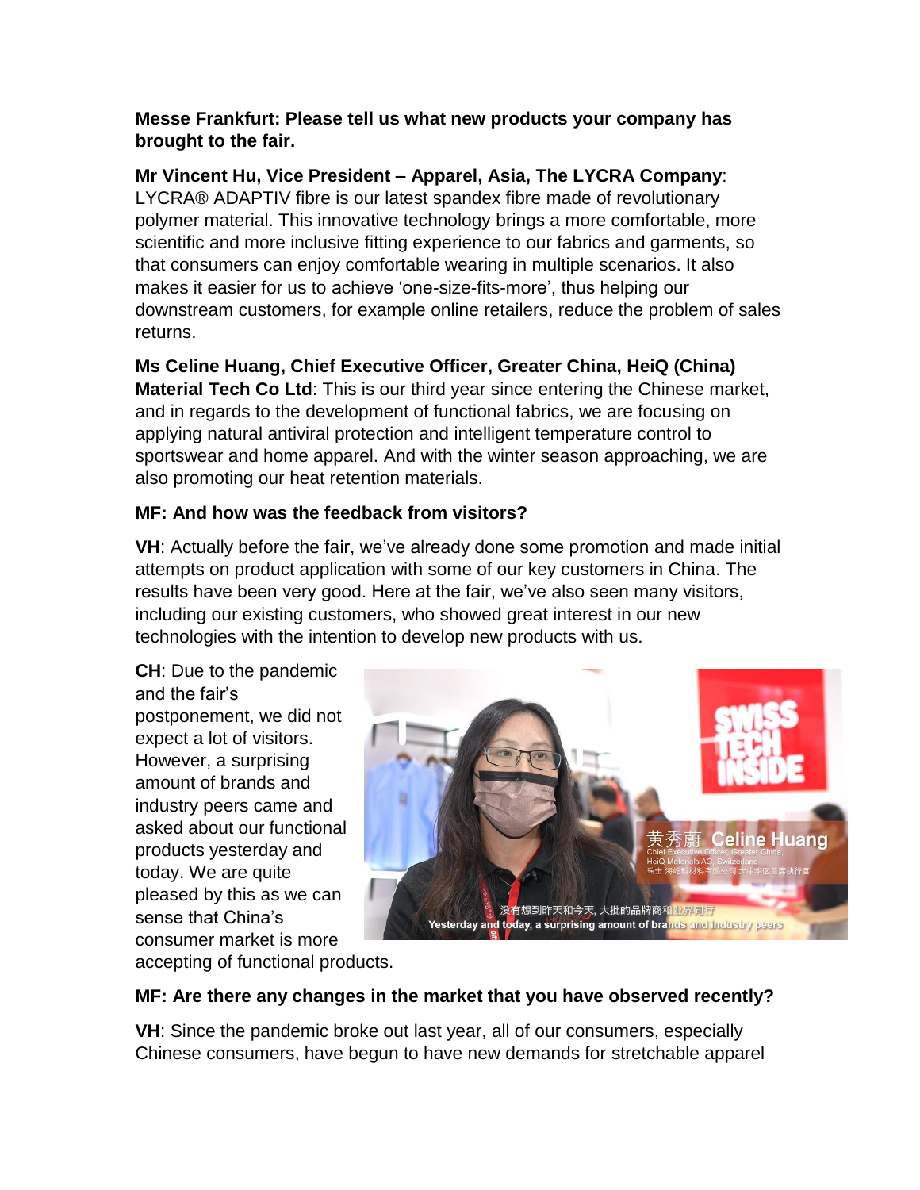**Messe Frankfurt: Please tell us what new products your company has brought to the fair.**

**Mr Vincent Hu, Vice President – Apparel, Asia, The LYCRA Company**: LYCRA® ADAPTIV fibre is our latest spandex fibre made of revolutionary polymer material. This innovative technology brings a more comfortable, more scientific and more inclusive fitting experience to our fabrics and garments, so that consumers can enjoy comfortable wearing in multiple scenarios. It also makes it easier for us to achieve 'one-size-fits-more', thus helping our downstream customers, for example online retailers, reduce the problem of sales returns.

**Ms Celine Huang, Chief Executive Officer, Greater China, HeiQ (China) Material Tech Co Ltd**: This is our third year since entering the Chinese market, and in regards to the development of functional fabrics, we are focusing on applying natural antiviral protection and intelligent temperature control to sportswear and home apparel. And with the winter season approaching, we are also promoting our heat retention materials.

**MF: And how was the feedback from visitors?**

**VH**: Actually before the fair, we've already done some promotion and made initial attempts on product application with some of our key customers in China. The results have been very good. Here at the fair, we've also seen many visitors, including our existing customers, who showed great interest in our new technologies with the intention to develop new products with us.

**CH**: Due to the pandemic and the fair's postponement, we did not expect a lot of visitors. However, a surprising amount of brands and industry peers came and asked about our functional products yesterday and today. We are quite pleased by this as we can sense that China's consumer market is more accepting of functional products.

**MF: Are there any changes in the market that you have observed recently?**

**VH**: Since the pandemic broke out last year, all of our consumers, especially Chinese consumers, have begun to have new demands for stretchable apparel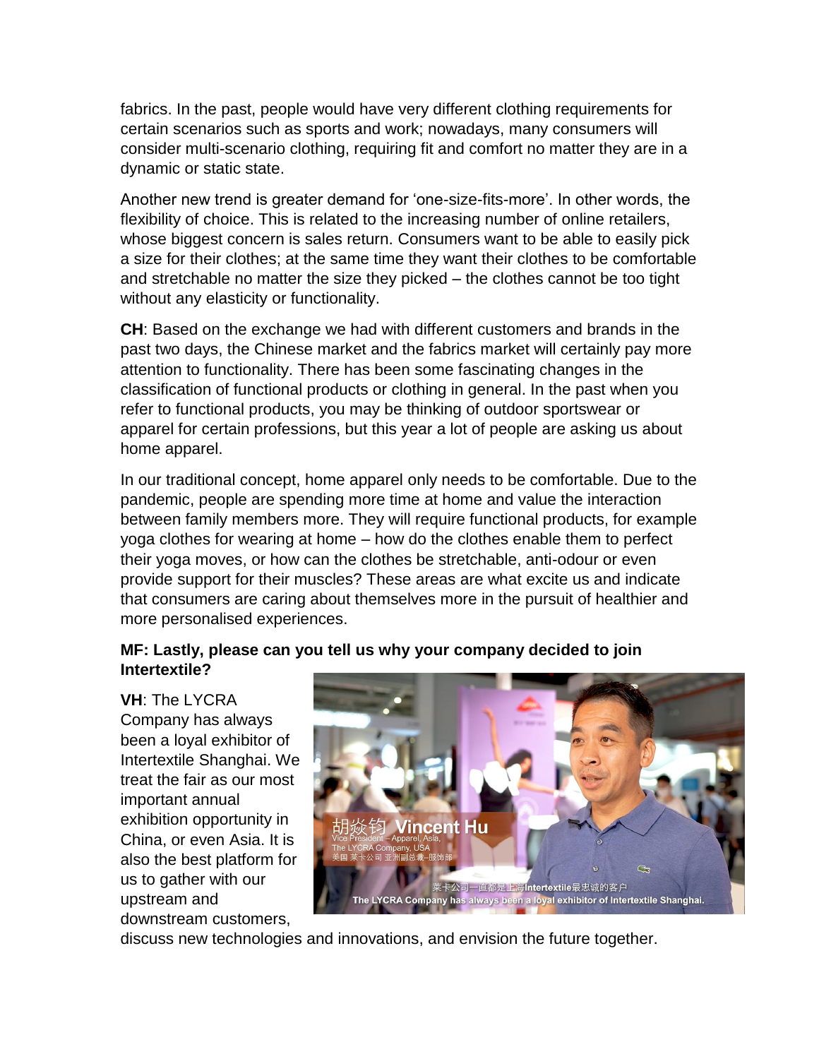fabrics. In the past, people would have very different clothing requirements for certain scenarios such as sports and work; nowadays, many consumers will consider multi-scenario clothing, requiring fit and comfort no matter they are in a dynamic or static state.

Another new trend is greater demand for 'one-size-fits-more'. In other words, the flexibility of choice. This is related to the increasing number of online retailers, whose biggest concern is sales return. Consumers want to be able to easily pick a size for their clothes; at the same time they want their clothes to be comfortable and stretchable no matter the size they picked – the clothes cannot be too tight without any elasticity or functionality.

**CH**: Based on the exchange we had with different customers and brands in the past two days, the Chinese market and the fabrics market will certainly pay more attention to functionality. There has been some fascinating changes in the classification of functional products or clothing in general. In the past when you refer to functional products, you may be thinking of outdoor sportswear or apparel for certain professions, but this year a lot of people are asking us about home apparel.

In our traditional concept, home apparel only needs to be comfortable. Due to the pandemic, people are spending more time at home and value the interaction between family members more. They will require functional products, for example yoga clothes for wearing at home – how do the clothes enable them to perfect their yoga moves, or how can the clothes be stretchable, anti-odour or even provide support for their muscles? These areas are what excite us and indicate that consumers are caring about themselves more in the pursuit of healthier and more personalised experiences.

**MF: Lastly, please can you tell us why your company decided to join Intertextile?**

**VH**: The LYCRA Company has always been a loyal exhibitor of Intertextile Shanghai. We treat the fair as our most important annual exhibition opportunity in China, or even Asia. It is also the best platform for us to gather with our upstream and downstream customers, discuss new technologies and innovations, and envision the future together.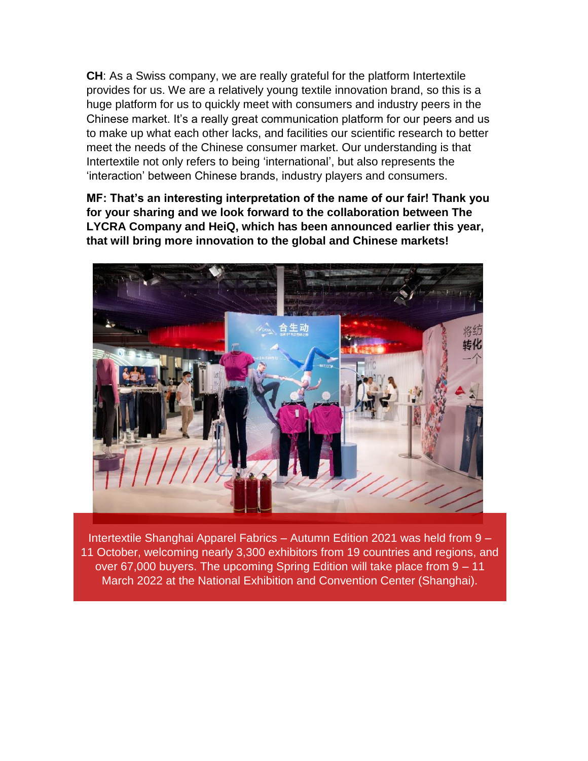**CH**: As a Swiss company, we are really grateful for the platform Intertextile provides for us. We are a relatively young textile innovation brand, so this is a huge platform for us to quickly meet with consumers and industry peers in the Chinese market. It's a really great communication platform for our peers and us to make up what each other lacks, and facilities our scientific research to better meet the needs of the Chinese consumer market. Our understanding is that Intertextile not only refers to being 'international', but also represents the 'interaction' between Chinese brands, industry players and consumers.

**MF: That's an interesting interpretation of the name of our fair! Thank you for your sharing and we look forward to the collaboration between The LYCRA Company and HeiQ, which has been announced earlier this year, that will bring more innovation to the global and Chinese markets!**

Intertextile Shanghai Apparel Fabrics – Autumn Edition 2021 was held from 9 – 11 October, welcoming nearly 3,300 exhibitors from 19 countries and regions, and over 67,000 buyers. The upcoming Spring Edition will take place from 9 – 11 March 2022 at the National Exhibition and Convention Center (Shanghai).